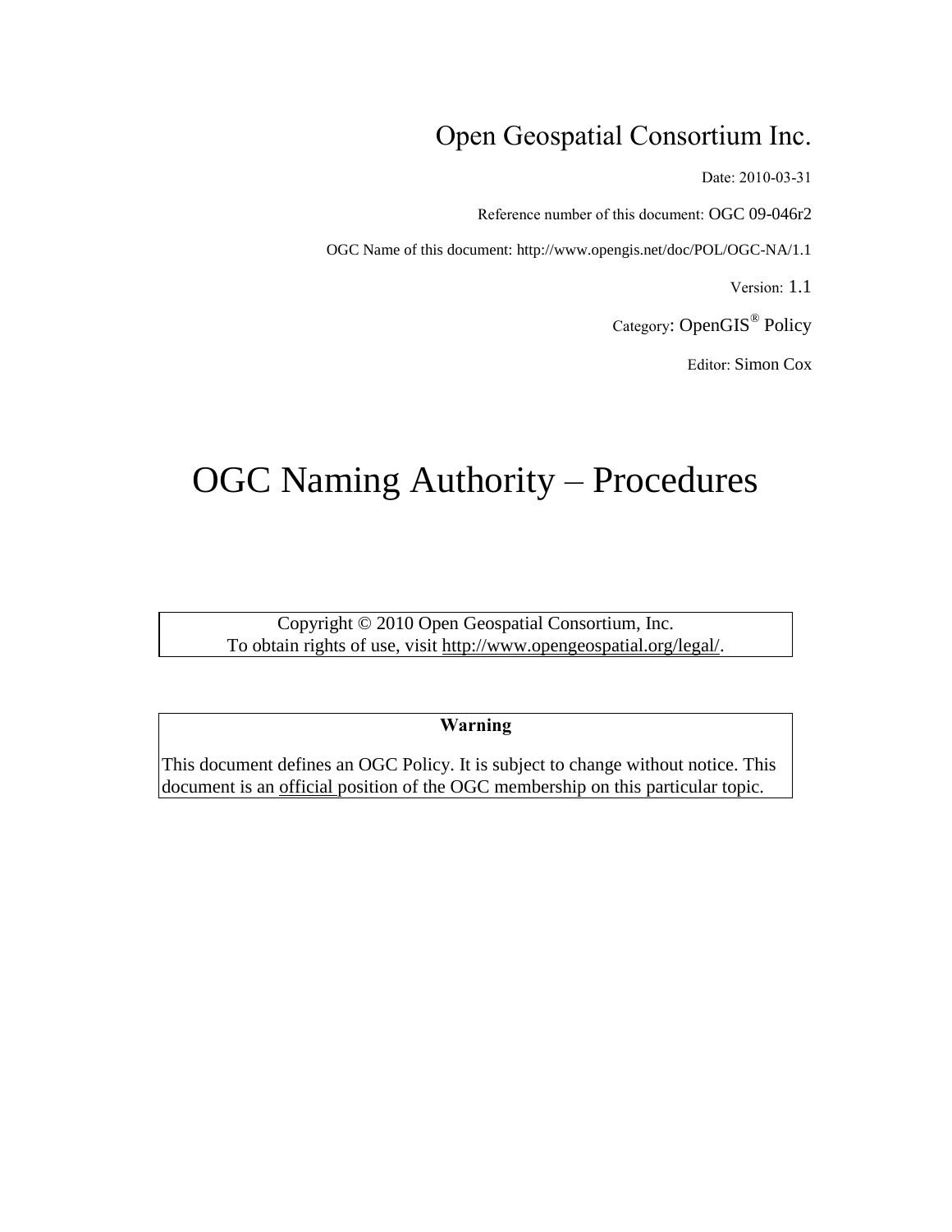Open Geospatial Consortium Inc.

Date: 2010-03-31

Reference number of this document: OGC 09-046r2

OGC Name of this document: http://www.opengis.net/doc/POL/OGC-NA/1.1

Version: 1.1

Category: OpenGIS® Policy

Editor: Simon Cox

# OGC Naming Authority – Procedures

Copyright © 2010 Open Geospatial Consortium, Inc.
To obtain rights of use, visit http://www.opengeospatial.org/legal/.

**Warning**

This document defines an OGC Policy. It is subject to change without notice. This document is an official position of the OGC membership on this particular topic.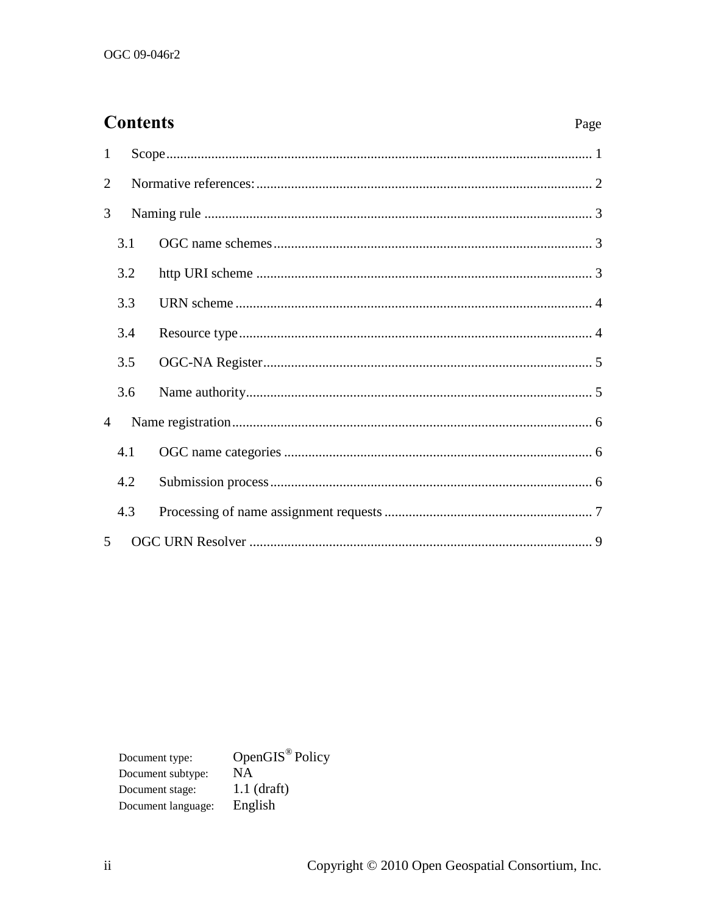# Contents

| | Page |
|---|---|
| 1 Scope | 1 |
| 2 Normative references: | 2 |
| 3 Naming rule | 3 |
| 3.1 OGC name schemes | 3 |
| 3.2 http URI scheme | 3 |
| 3.3 URN scheme | 4 |
| 3.4 Resource type | 4 |
| 3.5 OGC-NA Register | 5 |
| 3.6 Name authority | 5 |
| 4 Name registration | 6 |
| 4.1 OGC name categories | 6 |
| 4.2 Submission process | 6 |
| 4.3 Processing of name assignment requests | 7 |
| 5 OGC URN Resolver | 9 |

Document type: OpenGIS® Policy
Document subtype: NA
Document stage: 1.1 (draft)
Document language: English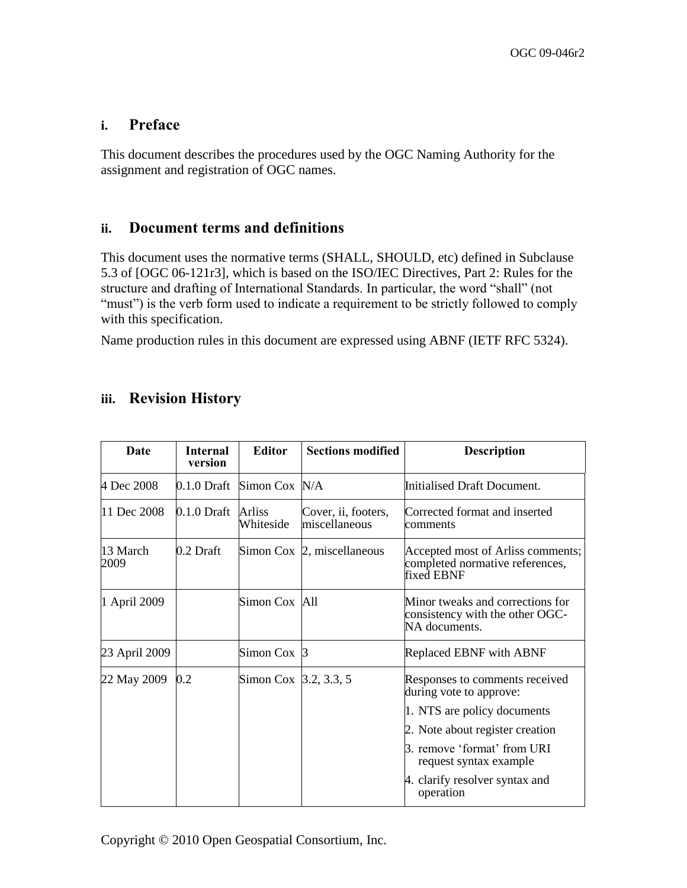## i. Preface

This document describes the procedures used by the OGC Naming Authority for the assignment and registration of OGC names.

## ii. Document terms and definitions

This document uses the normative terms (SHALL, SHOULD, etc) defined in Subclause 5.3 of [OGC 06-121r3], which is based on the ISO/IEC Directives, Part 2: Rules for the structure and drafting of International Standards. In particular, the word "shall" (not "must") is the verb form used to indicate a requirement to be strictly followed to comply with this specification.

Name production rules in this document are expressed using ABNF (IETF RFC 5324).

## iii. Revision History

| Date | Internal version | Editor | Sections modified | Description |
|---|---|---|---|---|
| 4 Dec 2008 | 0.1.0 Draft | Simon Cox | N/A | Initialised Draft Document. |
| 11 Dec 2008 | 0.1.0 Draft | Arliss Whiteside | Cover, ii, footers, miscellaneous | Corrected format and inserted comments |
| 13 March 2009 | 0.2 Draft | Simon Cox | 2, miscellaneous | Accepted most of Arliss comments; completed normative references, fixed EBNF |
| 1 April 2009 | | Simon Cox | All | Minor tweaks and corrections for consistency with the other OGC-NA documents. |
| 23 April 2009 | | Simon Cox | 3 | Replaced EBNF with ABNF |
| 22 May 2009 | 0.2 | Simon Cox | 3.2, 3.3, 5 | Responses to comments received during vote to approve: 1. NTS are policy documents 2. Note about register creation 3. remove 'format' from URI request syntax example 4. clarify resolver syntax and operation |

Copyright © 2010 Open Geospatial Consortium, Inc.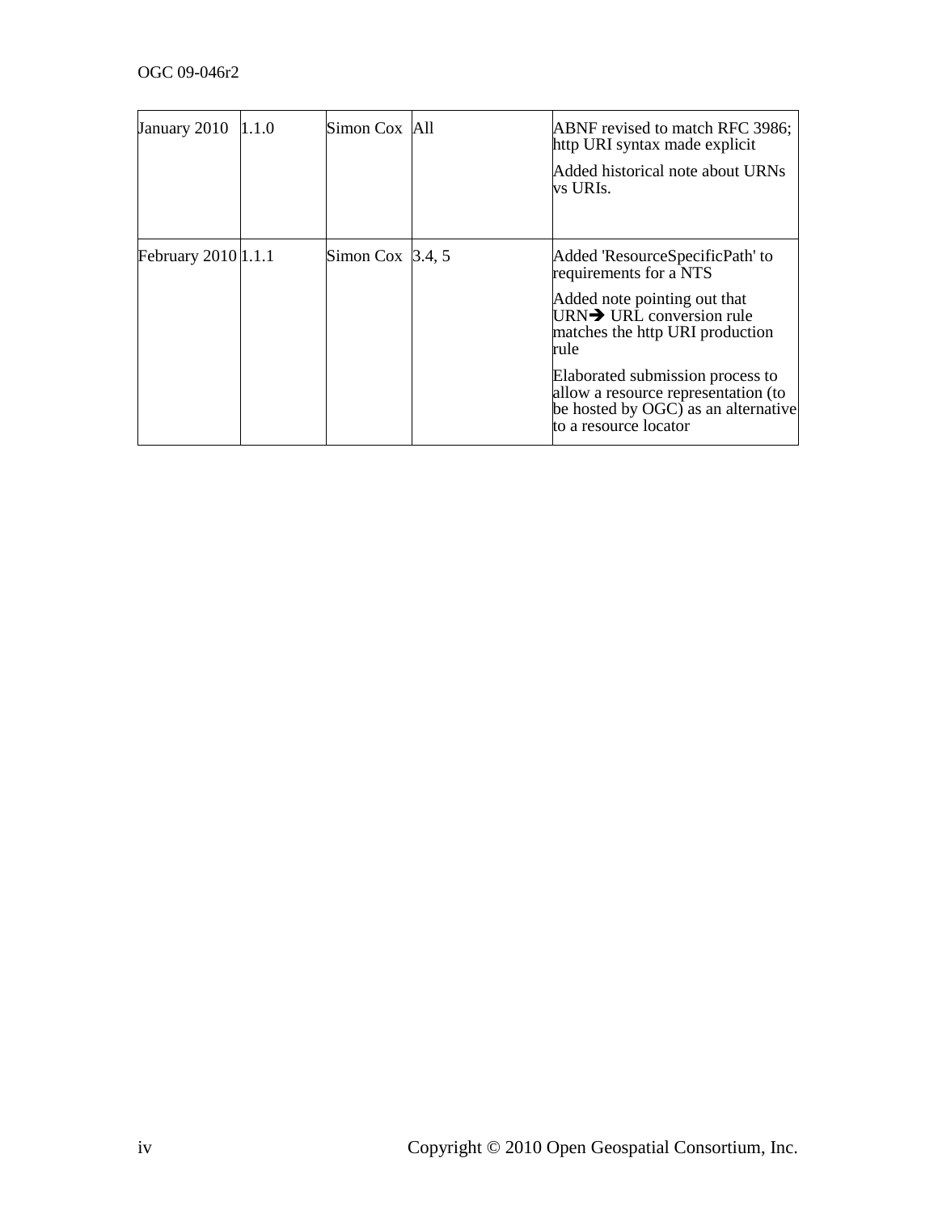| | | | | |
|---|---|---|---|---|
| January 2010 | 1.1.0 | Simon Cox | All | ABNF revised to match RFC 3986; http URI syntax made explicit<br><br>Added historical note about URNs vs URIs. |
| February 2010 | 1.1.1 | Simon Cox | 3.4, 5 | Added 'ResourceSpecificPath' to requirements for a NTS<br><br>Added note pointing out that URN➔ URL conversion rule matches the http URI production rule<br><br>Elaborated submission process to allow a resource representation (to be hosted by OGC) as an alternative to a resource locator |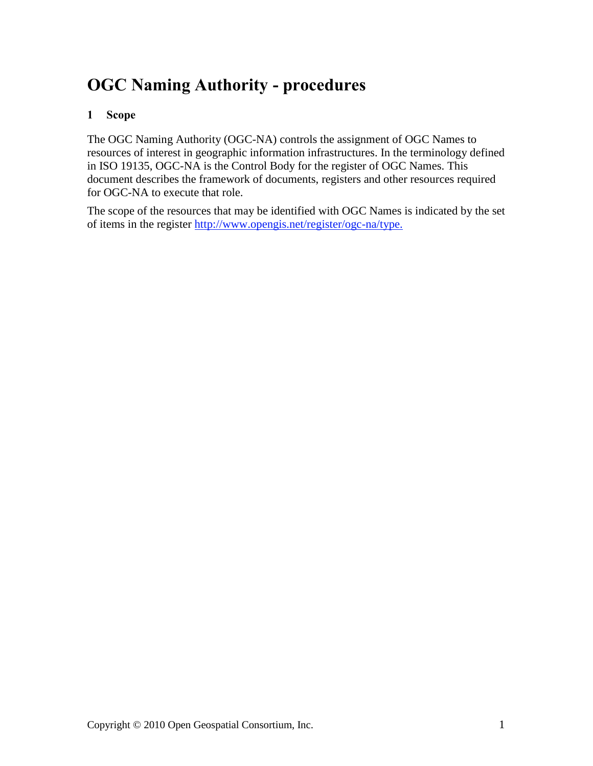# OGC Naming Authority - procedures

## 1 Scope

The OGC Naming Authority (OGC-NA) controls the assignment of OGC Names to resources of interest in geographic information infrastructures. In the terminology defined in ISO 19135, OGC-NA is the Control Body for the register of OGC Names. This document describes the framework of documents, registers and other resources required for OGC-NA to execute that role.

The scope of the resources that may be identified with OGC Names is indicated by the set of items in the register http://www.opengis.net/register/ogc-na/type.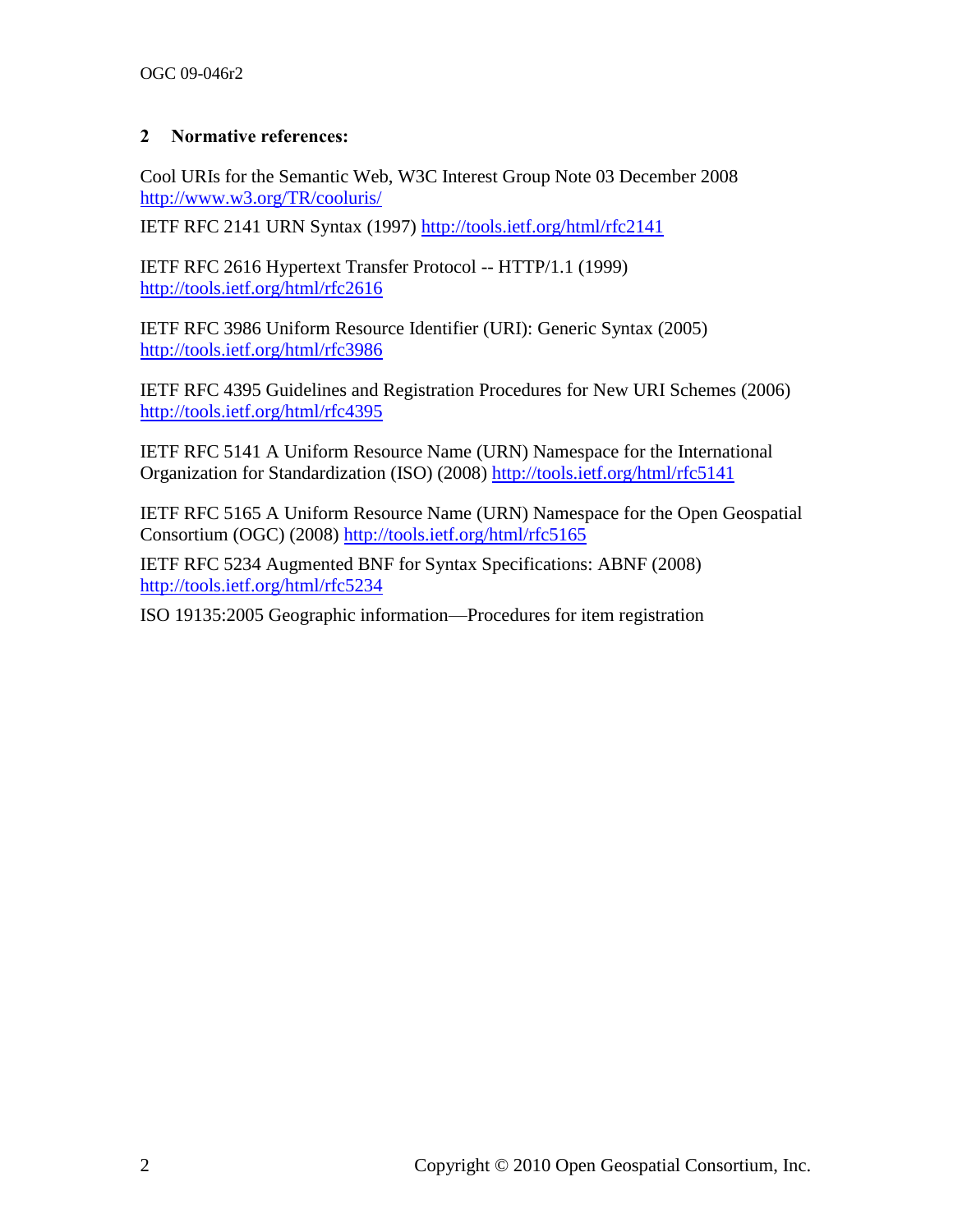## 2 Normative references:

Cool URIs for the Semantic Web, W3C Interest Group Note 03 December 2008 http://www.w3.org/TR/cooluris/

IETF RFC 2141 URN Syntax (1997) http://tools.ietf.org/html/rfc2141

IETF RFC 2616 Hypertext Transfer Protocol -- HTTP/1.1 (1999) http://tools.ietf.org/html/rfc2616

IETF RFC 3986 Uniform Resource Identifier (URI): Generic Syntax (2005) http://tools.ietf.org/html/rfc3986

IETF RFC 4395 Guidelines and Registration Procedures for New URI Schemes (2006) http://tools.ietf.org/html/rfc4395

IETF RFC 5141 A Uniform Resource Name (URN) Namespace for the International Organization for Standardization (ISO) (2008) http://tools.ietf.org/html/rfc5141

IETF RFC 5165 A Uniform Resource Name (URN) Namespace for the Open Geospatial Consortium (OGC) (2008) http://tools.ietf.org/html/rfc5165

IETF RFC 5234 Augmented BNF for Syntax Specifications: ABNF (2008) http://tools.ietf.org/html/rfc5234

ISO 19135:2005 Geographic information—Procedures for item registration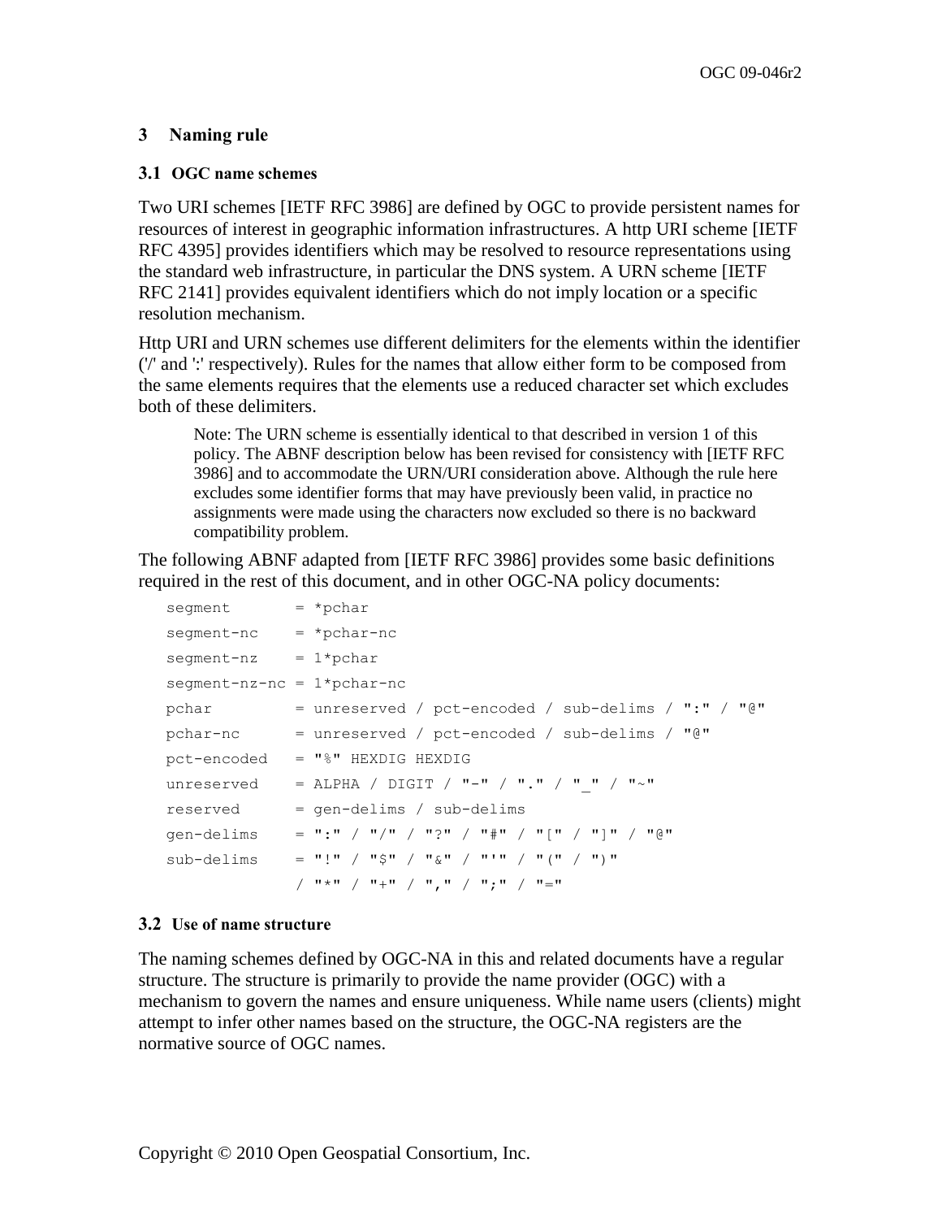## 3 Naming rule

### 3.1 OGC name schemes

Two URI schemes [IETF RFC 3986] are defined by OGC to provide persistent names for resources of interest in geographic information infrastructures. A http URI scheme [IETF RFC 4395] provides identifiers which may be resolved to resource representations using the standard web infrastructure, in particular the DNS system. A URN scheme [IETF RFC 2141] provides equivalent identifiers which do not imply location or a specific resolution mechanism.

Http URI and URN schemes use different delimiters for the elements within the identifier ('/' and ':' respectively). Rules for the names that allow either form to be composed from the same elements requires that the elements use a reduced character set which excludes both of these delimiters.

> Note: The URN scheme is essentially identical to that described in version 1 of this policy. The ABNF description below has been revised for consistency with [IETF RFC 3986] and to accommodate the URN/URI consideration above. Although the rule here excludes some identifier forms that may have previously been valid, in practice no assignments were made using the characters now excluded so there is no backward compatibility problem.

The following ABNF adapted from [IETF RFC 3986] provides some basic definitions required in the rest of this document, and in other OGC-NA policy documents:

```
segment       = *pchar
segment-nc    = *pchar-nc
segment-nz    = 1*pchar
segment-nz-nc = 1*pchar-nc
pchar         = unreserved / pct-encoded / sub-delims / ":" / "@"
pchar-nc      = unreserved / pct-encoded / sub-delims / "@"
pct-encoded   = "%" HEXDIG HEXDIG
unreserved    = ALPHA / DIGIT / "-" / "." / "_" / "~"
reserved      = gen-delims / sub-delims
gen-delims    = ":" / "/" / "?" / "#" / "[" / "]" / "@"
sub-delims    = "!" / "$" / "&" / "'" / "(" / ")"
              / "*" / "+" / "," / ";" / "="
```

### 3.2 Use of name structure

The naming schemes defined by OGC-NA in this and related documents have a regular structure. The structure is primarily to provide the name provider (OGC) with a mechanism to govern the names and ensure uniqueness. While name users (clients) might attempt to infer other names based on the structure, the OGC-NA registers are the normative source of OGC names.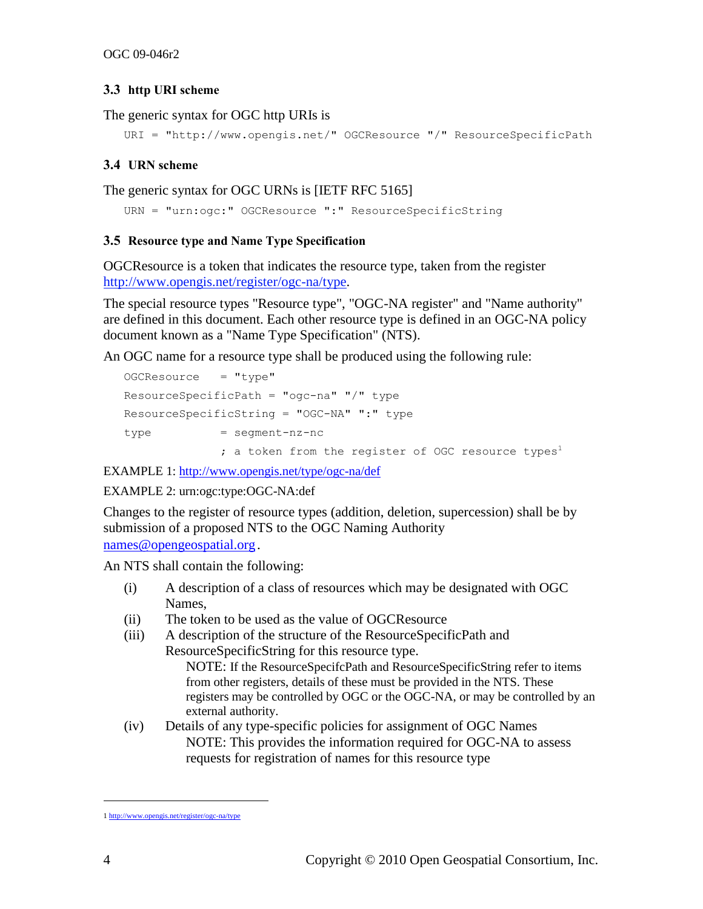### 3.3 http URI scheme

The generic syntax for OGC http URIs is

```
URI = "http://www.opengis.net/" OGCResource "/" ResourceSpecificPath
```

### 3.4 URN scheme

The generic syntax for OGC URNs is [IETF RFC 5165]

```
URN = "urn:ogc:" OGCResource ":" ResourceSpecificString
```

### 3.5 Resource type and Name Type Specification

OGCResource is a token that indicates the resource type, taken from the register http://www.opengis.net/register/ogc-na/type.

The special resource types "Resource type", "OGC-NA register" and "Name authority" are defined in this document. Each other resource type is defined in an OGC-NA policy document known as a "Name Type Specification" (NTS).

An OGC name for a resource type shall be produced using the following rule:

```
OGCResource   = "type"
ResourceSpecificPath = "ogc-na" "/" type
ResourceSpecificString = "OGC-NA" ":" type
type          = segment-nz-nc
              ; a token from the register of OGC resource types[1]
```

EXAMPLE 1: http://www.opengis.net/type/ogc-na/def

EXAMPLE 2: urn:ogc:type:OGC-NA:def

Changes to the register of resource types (addition, deletion, supercession) shall be by submission of a proposed NTS to the OGC Naming Authority names@opengeospatial.org.

An NTS shall contain the following:

(i) A description of a class of resources which may be designated with OGC Names,

(ii) The token to be used as the value of OGCResource

(iii) A description of the structure of the ResourceSpecificPath and ResourceSpecificString for this resource type.

    NOTE: If the ResourceSpecifcPath and ResourceSpecificString refer to items from other registers, details of these must be provided in the NTS. These registers may be controlled by OGC or the OGC-NA, or may be controlled by an external authority.

(iv) Details of any type-specific policies for assignment of OGC Names

    NOTE: This provides the information required for OGC-NA to assess requests for registration of names for this resource type

---

[1] http://www.opengis.net/register/ogc-na/type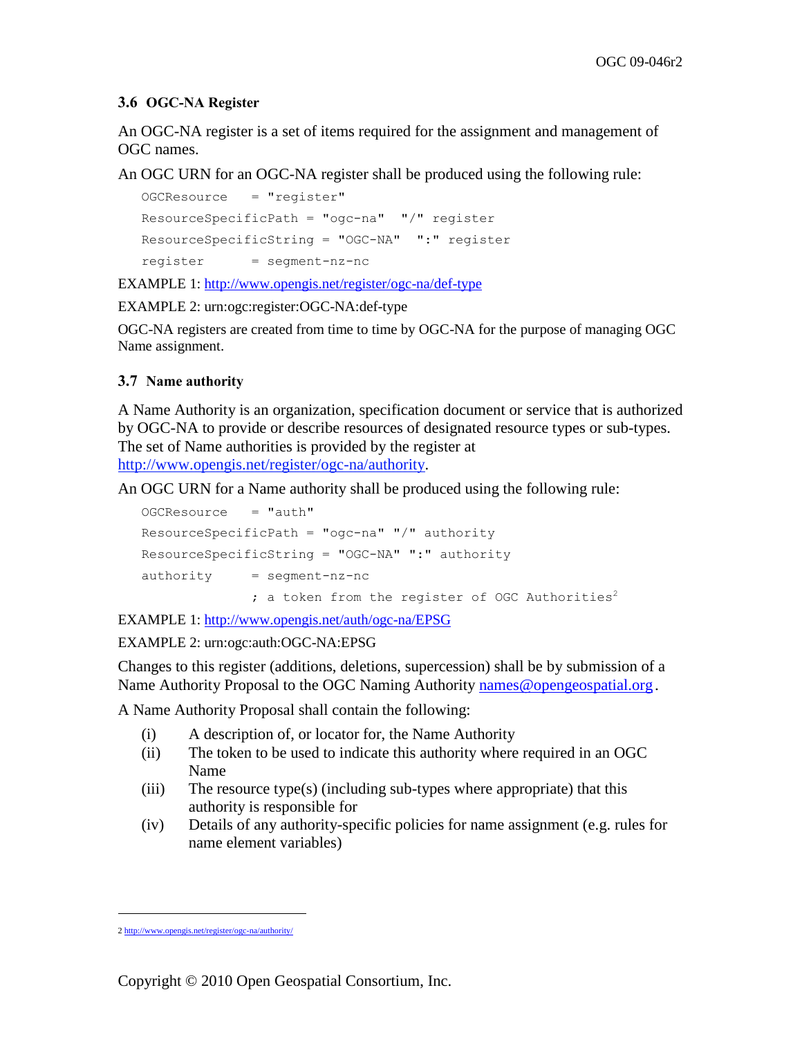### 3.6 OGC-NA Register

An OGC-NA register is a set of items required for the assignment and management of OGC names.

An OGC URN for an OGC-NA register shall be produced using the following rule:

```
OGCResource   = "register"
ResourceSpecificPath = "ogc-na"  "/" register
ResourceSpecificString = "OGC-NA"  ":" register
register      = segment-nz-nc
```

EXAMPLE 1: http://www.opengis.net/register/ogc-na/def-type

EXAMPLE 2: urn:ogc:register:OGC-NA:def-type

OGC-NA registers are created from time to time by OGC-NA for the purpose of managing OGC Name assignment.

### 3.7 Name authority

A Name Authority is an organization, specification document or service that is authorized by OGC-NA to provide or describe resources of designated resource types or sub-types. The set of Name authorities is provided by the register at http://www.opengis.net/register/ogc-na/authority.

An OGC URN for a Name authority shall be produced using the following rule:

```
OGCResource   = "auth"
ResourceSpecificPath = "ogc-na" "/" authority
ResourceSpecificString = "OGC-NA" ":" authority
authority     = segment-nz-nc
              ; a token from the register of OGC Authorities[2]
```

EXAMPLE 1: http://www.opengis.net/auth/ogc-na/EPSG

EXAMPLE 2: urn:ogc:auth:OGC-NA:EPSG

Changes to this register (additions, deletions, supercession) shall be by submission of a Name Authority Proposal to the OGC Naming Authority names@opengeospatial.org.

A Name Authority Proposal shall contain the following:

- (i) A description of, or locator for, the Name Authority
- (ii) The token to be used to indicate this authority where required in an OGC Name
- (iii) The resource type(s) (including sub-types where appropriate) that this authority is responsible for
- (iv) Details of any authority-specific policies for name assignment (e.g. rules for name element variables)

---

2 http://www.opengis.net/register/ogc-na/authority/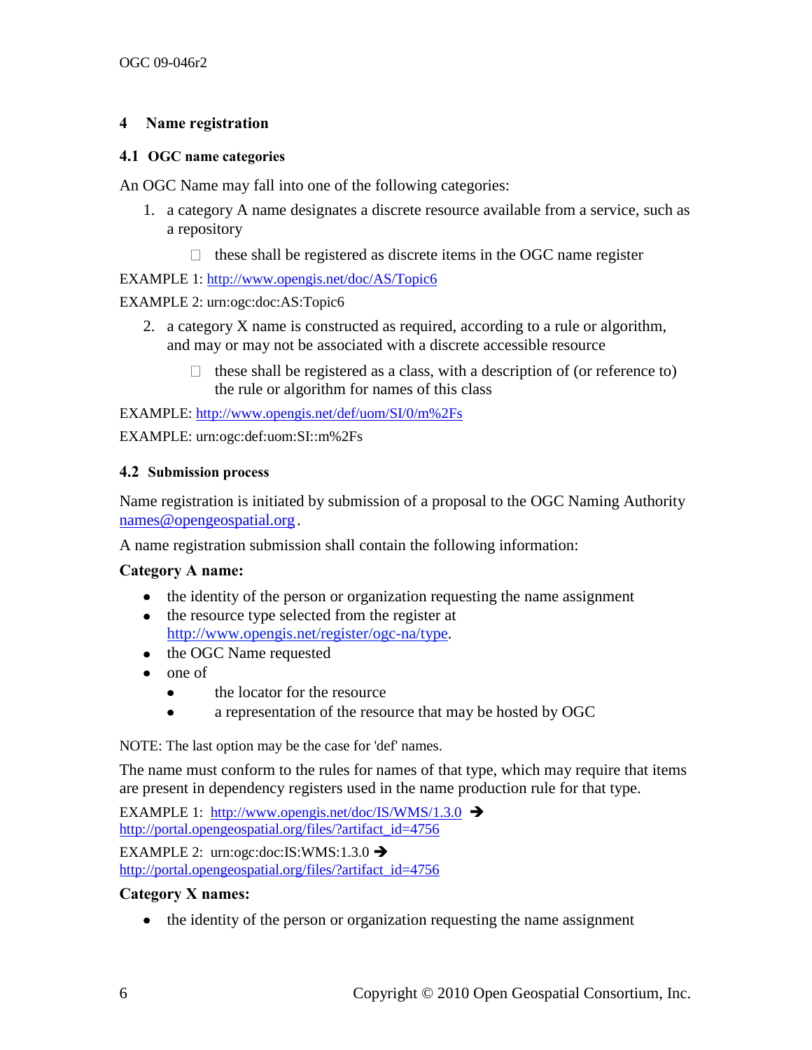# 4 Name registration

## 4.1 OGC name categories

An OGC Name may fall into one of the following categories:

1. a category A name designates a discrete resource available from a service, such as a repository
    - these shall be registered as discrete items in the OGC name register

EXAMPLE 1: http://www.opengis.net/doc/AS/Topic6

EXAMPLE 2: urn:ogc:doc:AS:Topic6

2. a category X name is constructed as required, according to a rule or algorithm, and may or may not be associated with a discrete accessible resource
    - these shall be registered as a class, with a description of (or reference to) the rule or algorithm for names of this class

EXAMPLE: http://www.opengis.net/def/uom/SI/0/m%2Fs

EXAMPLE: urn:ogc:def:uom:SI::m%2Fs

## 4.2 Submission process

Name registration is initiated by submission of a proposal to the OGC Naming Authority names@opengeospatial.org.

A name registration submission shall contain the following information:

**Category A name:**

- the identity of the person or organization requesting the name assignment
- the resource type selected from the register at http://www.opengis.net/register/ogc-na/type.
- the OGC Name requested
- one of
    - the locator for the resource
    - a representation of the resource that may be hosted by OGC

NOTE: The last option may be the case for 'def' names.

The name must conform to the rules for names of that type, which may require that items are present in dependency registers used in the name production rule for that type.

EXAMPLE 1: http://www.opengis.net/doc/IS/WMS/1.3.0 ➔ http://portal.opengeospatial.org/files/?artifact_id=4756

EXAMPLE 2: urn:ogc:doc:IS:WMS:1.3.0 ➔ http://portal.opengeospatial.org/files/?artifact_id=4756

**Category X names:**

- the identity of the person or organization requesting the name assignment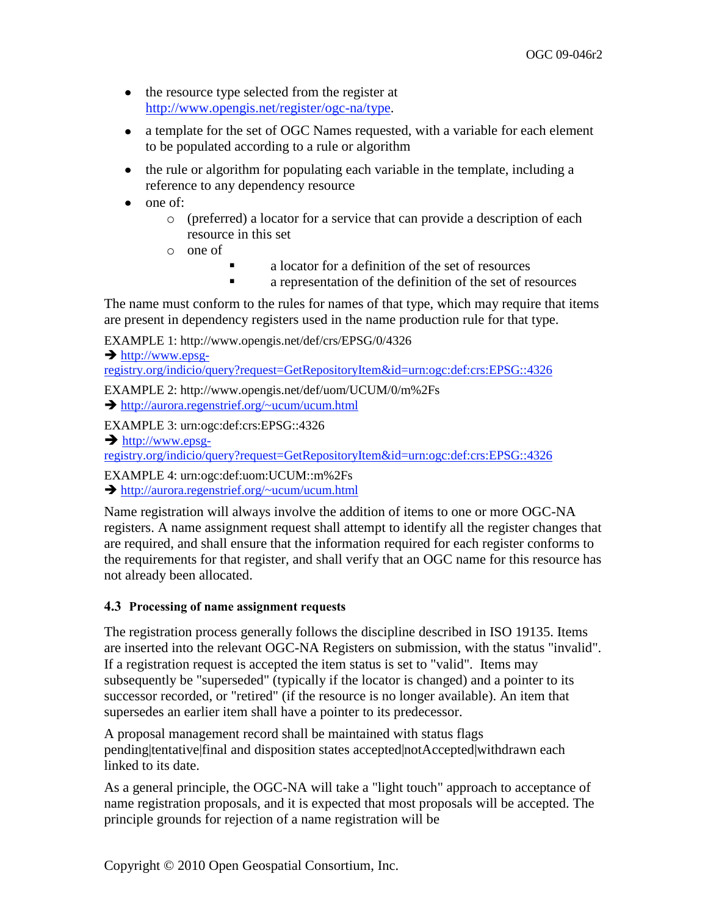- the resource type selected from the register at http://www.opengis.net/register/ogc-na/type.
- a template for the set of OGC Names requested, with a variable for each element to be populated according to a rule or algorithm
- the rule or algorithm for populating each variable in the template, including a reference to any dependency resource
- one of:
  - (preferred) a locator for a service that can provide a description of each resource in this set
  - one of
    - a locator for a definition of the set of resources
    - a representation of the definition of the set of resources

The name must conform to the rules for names of that type, which may require that items are present in dependency registers used in the name production rule for that type.

EXAMPLE 1: http://www.opengis.net/def/crs/EPSG/0/4326
➔ http://www.epsg-registry.org/indicio/query?request=GetRepositoryItem&id=urn:ogc:def:crs:EPSG::4326

EXAMPLE 2: http://www.opengis.net/def/uom/UCUM/0/m%2Fs
➔ http://aurora.regenstrief.org/~ucum/ucum.html

EXAMPLE 3: urn:ogc:def:crs:EPSG::4326
➔ http://www.epsg-registry.org/indicio/query?request=GetRepositoryItem&id=urn:ogc:def:crs:EPSG::4326

EXAMPLE 4: urn:ogc:def:uom:UCUM::m%2Fs
➔ http://aurora.regenstrief.org/~ucum/ucum.html

Name registration will always involve the addition of items to one or more OGC-NA registers. A name assignment request shall attempt to identify all the register changes that are required, and shall ensure that the information required for each register conforms to the requirements for that register, and shall verify that an OGC name for this resource has not already been allocated.

### 4.3 Processing of name assignment requests

The registration process generally follows the discipline described in ISO 19135. Items are inserted into the relevant OGC-NA Registers on submission, with the status "invalid". If a registration request is accepted the item status is set to "valid". Items may subsequently be "superseded" (typically if the locator is changed) and a pointer to its successor recorded, or "retired" (if the resource is no longer available). An item that supersedes an earlier item shall have a pointer to its predecessor.

A proposal management record shall be maintained with status flags pending|tentative|final and disposition states accepted|notAccepted|withdrawn each linked to its date.

As a general principle, the OGC-NA will take a "light touch" approach to acceptance of name registration proposals, and it is expected that most proposals will be accepted. The principle grounds for rejection of a name registration will be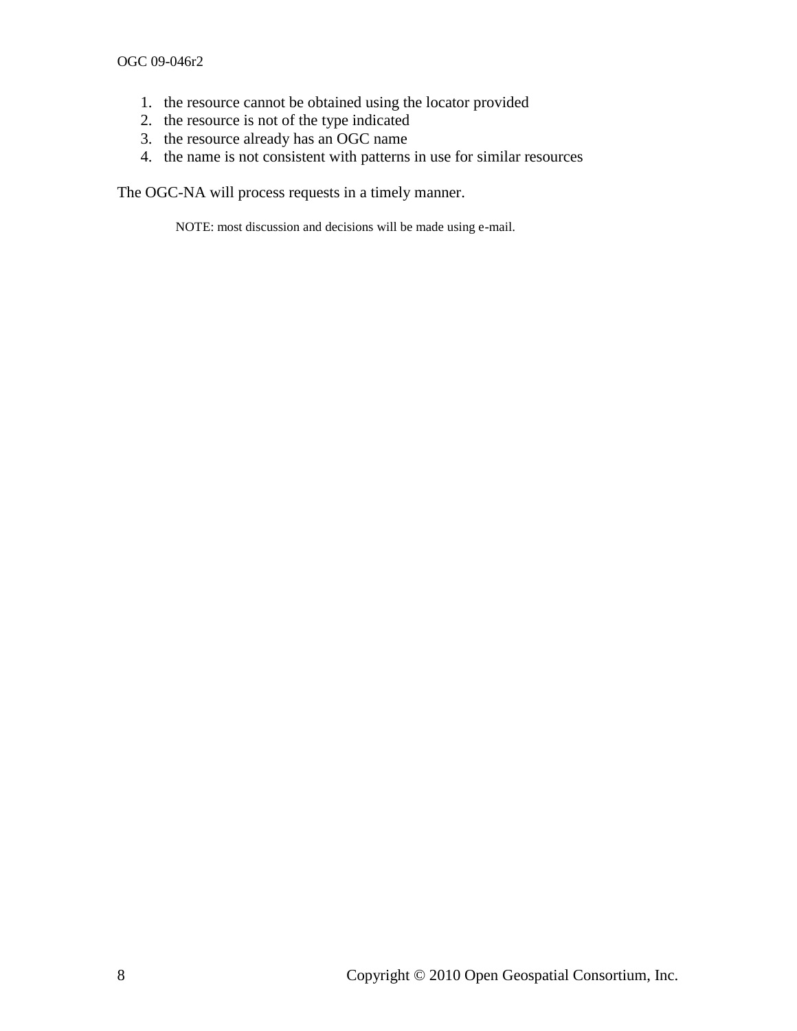1. the resource cannot be obtained using the locator provided
2. the resource is not of the type indicated
3. the resource already has an OGC name
4. the name is not consistent with patterns in use for similar resources

The OGC-NA will process requests in a timely manner.

NOTE: most discussion and decisions will be made using e-mail.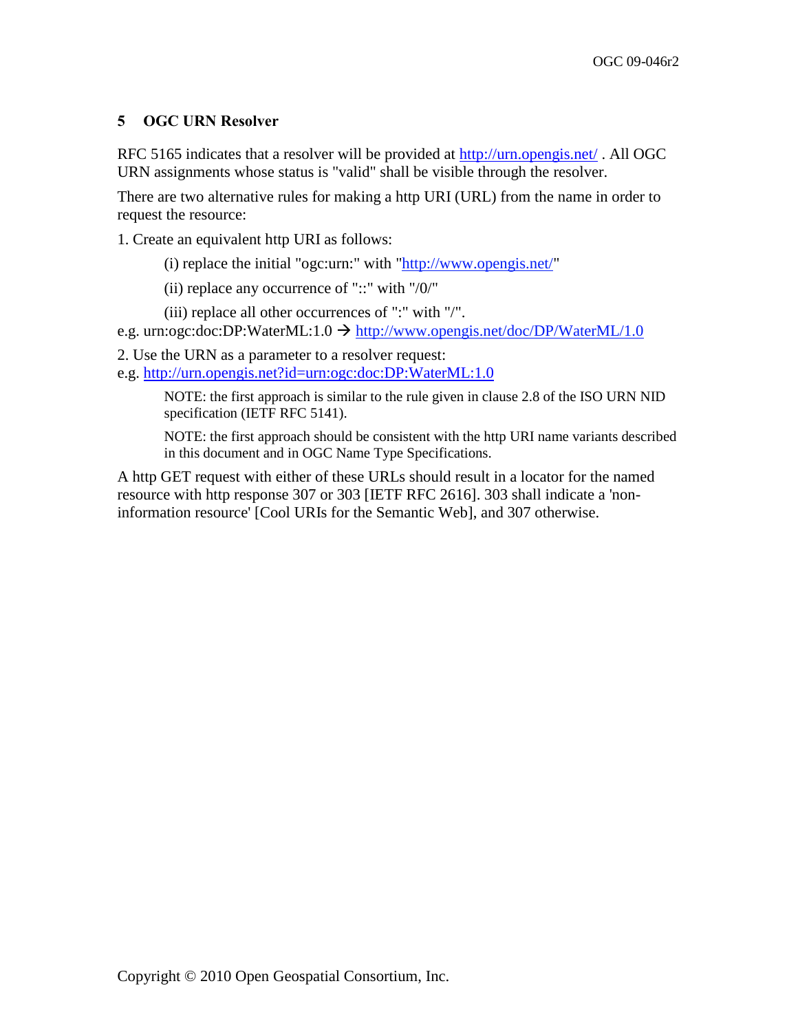## 5 OGC URN Resolver

RFC 5165 indicates that a resolver will be provided at http://urn.opengis.net/ . All OGC URN assignments whose status is "valid" shall be visible through the resolver.

There are two alternative rules for making a http URI (URL) from the name in order to request the resource:

1. Create an equivalent http URI as follows:

   (i) replace the initial "ogc:urn:" with "http://www.opengis.net/"

   (ii) replace any occurrence of "::" with "/0/"

   (iii) replace all other occurrences of ":" with "/".

e.g. urn:ogc:doc:DP:WaterML:1.0 → http://www.opengis.net/doc/DP/WaterML/1.0

2. Use the URN as a parameter to a resolver request:
e.g. http://urn.opengis.net?id=urn:ogc:doc:DP:WaterML:1.0

> NOTE: the first approach is similar to the rule given in clause 2.8 of the ISO URN NID specification (IETF RFC 5141).

> NOTE: the first approach should be consistent with the http URI name variants described in this document and in OGC Name Type Specifications.

A http GET request with either of these URLs should result in a locator for the named resource with http response 307 or 303 [IETF RFC 2616]. 303 shall indicate a 'non-information resource' [Cool URIs for the Semantic Web], and 307 otherwise.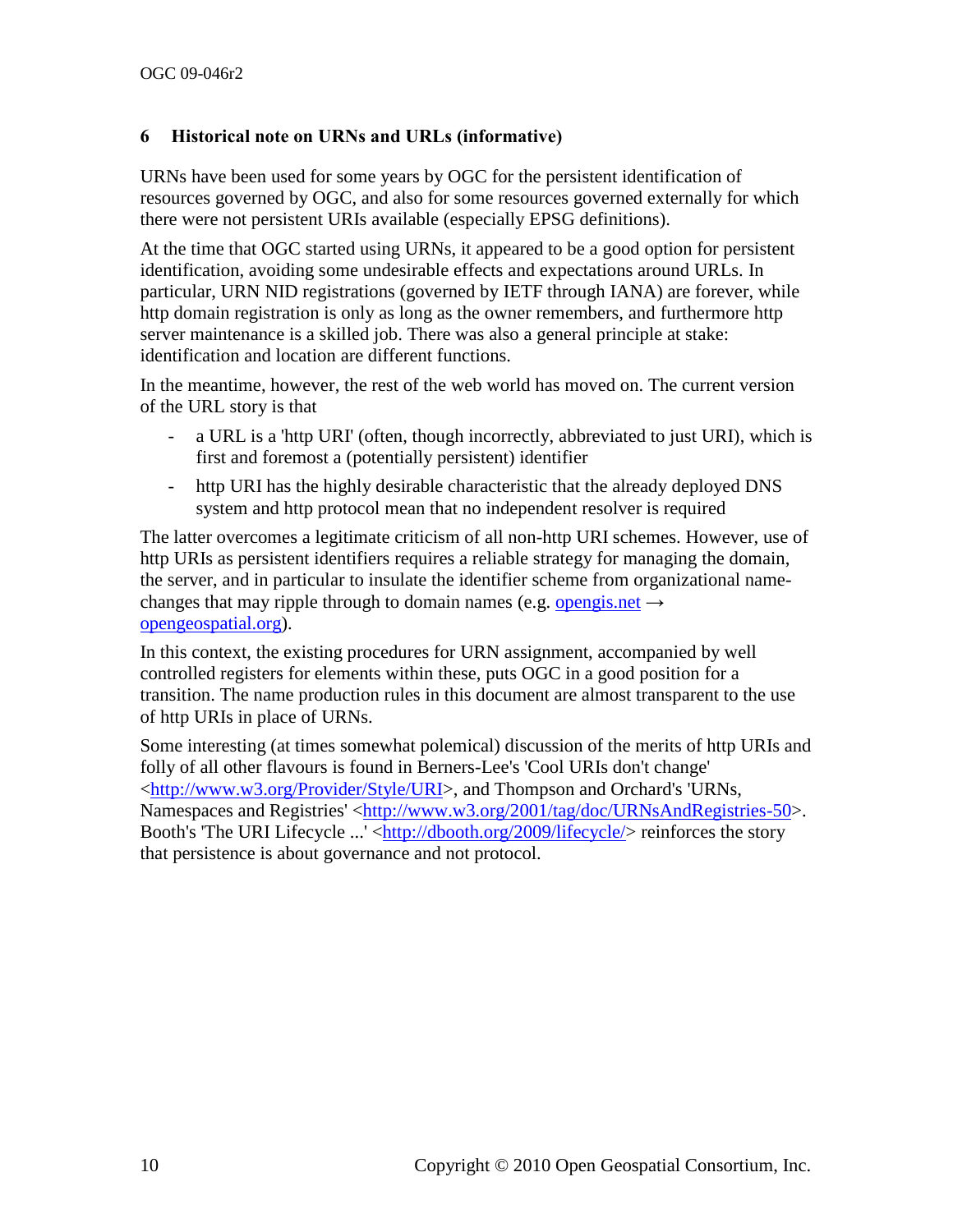## 6 Historical note on URNs and URLs (informative)

URNs have been used for some years by OGC for the persistent identification of resources governed by OGC, and also for some resources governed externally for which there were not persistent URIs available (especially EPSG definitions).

At the time that OGC started using URNs, it appeared to be a good option for persistent identification, avoiding some undesirable effects and expectations around URLs. In particular, URN NID registrations (governed by IETF through IANA) are forever, while http domain registration is only as long as the owner remembers, and furthermore http server maintenance is a skilled job. There was also a general principle at stake: identification and location are different functions.

In the meantime, however, the rest of the web world has moved on. The current version of the URL story is that

- a URL is a 'http URI' (often, though incorrectly, abbreviated to just URI), which is first and foremost a (potentially persistent) identifier
- http URI has the highly desirable characteristic that the already deployed DNS system and http protocol mean that no independent resolver is required

The latter overcomes a legitimate criticism of all non-http URI schemes. However, use of http URIs as persistent identifiers requires a reliable strategy for managing the domain, the server, and in particular to insulate the identifier scheme from organizational name-changes that may ripple through to domain names (e.g. opengis.net → opengeospatial.org).

In this context, the existing procedures for URN assignment, accompanied by well controlled registers for elements within these, puts OGC in a good position for a transition. The name production rules in this document are almost transparent to the use of http URIs in place of URNs.

Some interesting (at times somewhat polemical) discussion of the merits of http URIs and folly of all other flavours is found in Berners-Lee's 'Cool URIs don't change' <http://www.w3.org/Provider/Style/URI>, and Thompson and Orchard's 'URNs, Namespaces and Registries' <http://www.w3.org/2001/tag/doc/URNsAndRegistries-50>. Booth's 'The URI Lifecycle ...' <http://dbooth.org/2009/lifecycle/> reinforces the story that persistence is about governance and not protocol.